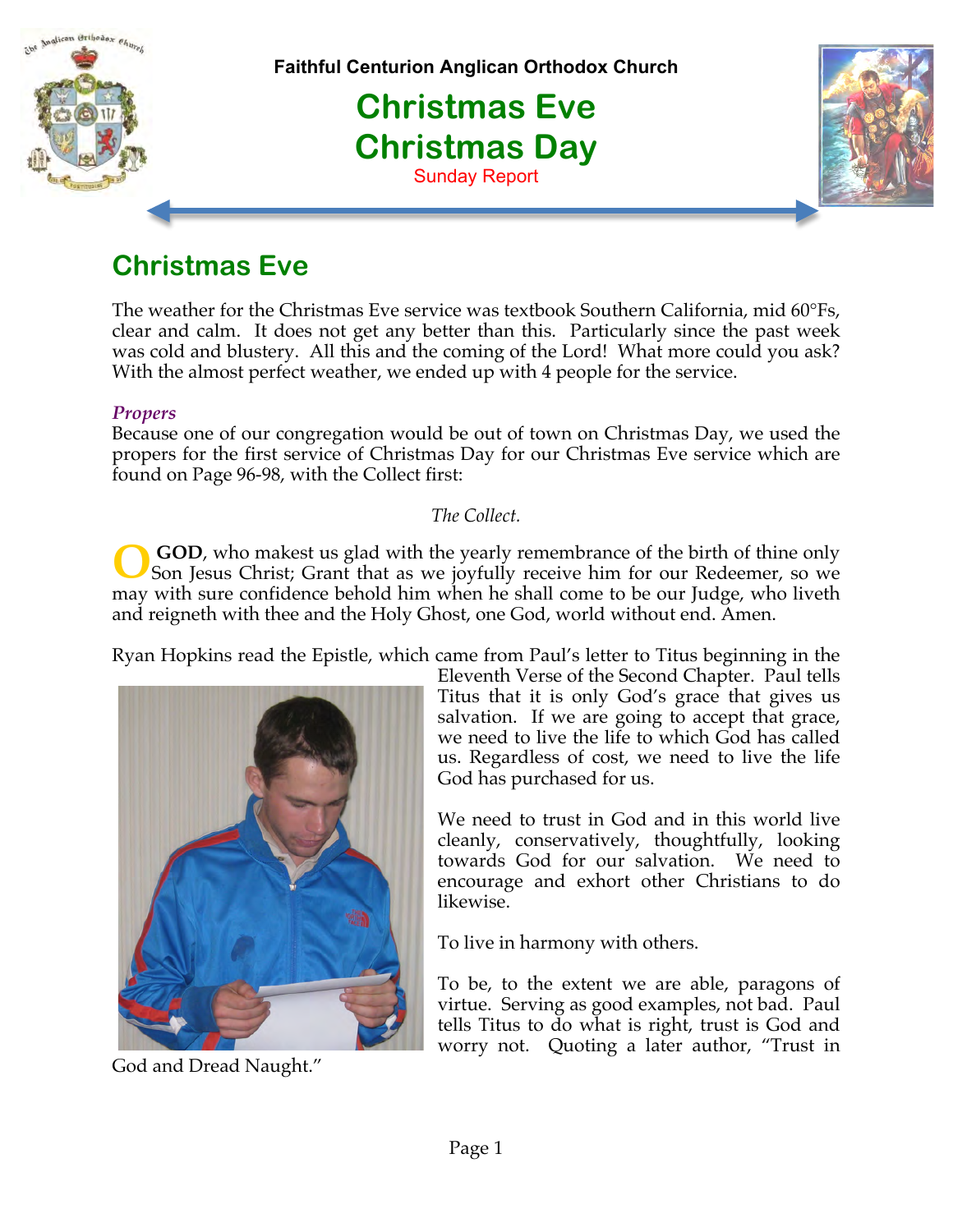Faithful Centurion Anglican Orthodox Church

# Christmas Eve
# Christmas Day

Sunday Report

## Christmas Eve

The weather for the Christmas Eve service was textbook Southern California, mid 60°Fs, clear and calm. It does not get any better than this. Particularly since the past week was cold and blustery. All this and the coming of the Lord! What more could you ask? With the almost perfect weather, we ended up with 4 people for the service.

### *Propers*

Because one of our congregation would be out of town on Christmas Day, we used the propers for the first service of Christmas Day for our Christmas Eve service which are found on Page 96-98, with the Collect first:

*The Collect.*

O **GOD**, who makest us glad with the yearly remembrance of the birth of thine only Son Jesus Christ; Grant that as we joyfully receive him for our Redeemer, so we may with sure confidence behold him when he shall come to be our Judge, who liveth and reigneth with thee and the Holy Ghost, one God, world without end. Amen.

Ryan Hopkins read the Epistle, which came from Paul's letter to Titus beginning in the Eleventh Verse of the Second Chapter. Paul tells Titus that it is only God's grace that gives us salvation. If we are going to accept that grace, we need to live the life to which God has called us. Regardless of cost, we need to live the life God has purchased for us.

We need to trust in God and in this world live cleanly, conservatively, thoughtfully, looking towards God for our salvation. We need to encourage and exhort other Christians to do likewise.

To live in harmony with others.

To be, to the extent we are able, paragons of virtue. Serving as good examples, not bad. Paul tells Titus to do what is right, trust is God and worry not. Quoting a later author, "Trust in God and Dread Naught."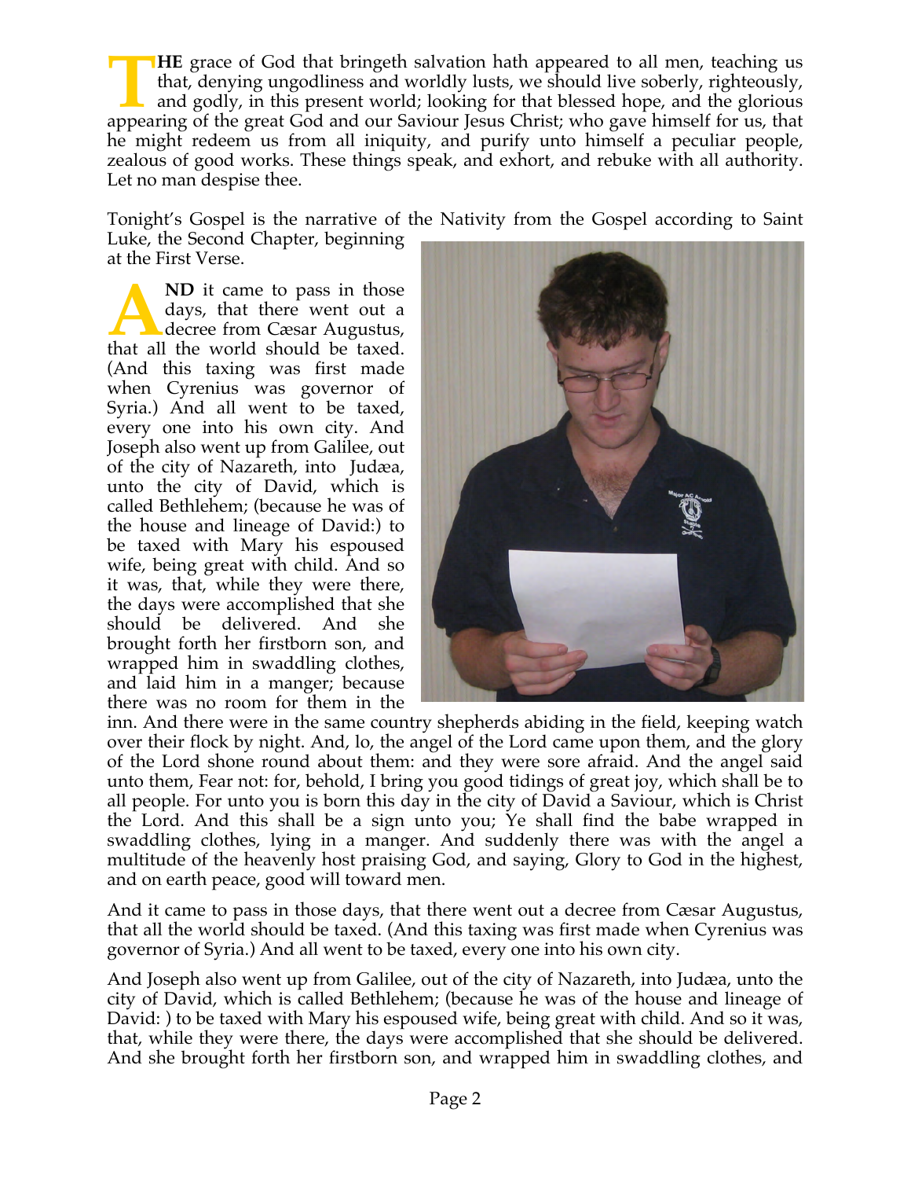**THE** grace of God that bringeth salvation hath appeared to all men, teaching us that, denying ungodliness and worldly lusts, we should live soberly, righteously, and godly, in this present world; looking for that blessed hope, and the glorious appearing of the great God and our Saviour Jesus Christ; who gave himself for us, that he might redeem us from all iniquity, and purify unto himself a peculiar people, zealous of good works. These things speak, and exhort, and rebuke with all authority. Let no man despise thee.

Tonight's Gospel is the narrative of the Nativity from the Gospel according to Saint Luke, the Second Chapter, beginning at the First Verse.

**AND** it came to pass in those days, that there went out a decree from Cæsar Augustus, that all the world should be taxed. (And this taxing was first made when Cyrenius was governor of Syria.) And all went to be taxed, every one into his own city. And Joseph also went up from Galilee, out of the city of Nazareth, into Judæa, unto the city of David, which is called Bethlehem; (because he was of the house and lineage of David:) to be taxed with Mary his espoused wife, being great with child. And so it was, that, while they were there, the days were accomplished that she should be delivered. And she brought forth her firstborn son, and wrapped him in swaddling clothes, and laid him in a manger; because there was no room for them in the inn. And there were in the same country shepherds abiding in the field, keeping watch over their flock by night. And, lo, the angel of the Lord came upon them, and the glory of the Lord shone round about them: and they were sore afraid. And the angel said unto them, Fear not: for, behold, I bring you good tidings of great joy, which shall be to all people. For unto you is born this day in the city of David a Saviour, which is Christ the Lord. And this shall be a sign unto you; Ye shall find the babe wrapped in swaddling clothes, lying in a manger. And suddenly there was with the angel a multitude of the heavenly host praising God, and saying, Glory to God in the highest, and on earth peace, good will toward men.

And it came to pass in those days, that there went out a decree from Cæsar Augustus, that all the world should be taxed. (And this taxing was first made when Cyrenius was governor of Syria.) And all went to be taxed, every one into his own city.

And Joseph also went up from Galilee, out of the city of Nazareth, into Judæa, unto the city of David, which is called Bethlehem; (because he was of the house and lineage of David: ) to be taxed with Mary his espoused wife, being great with child. And so it was, that, while they were there, the days were accomplished that she should be delivered. And she brought forth her firstborn son, and wrapped him in swaddling clothes, and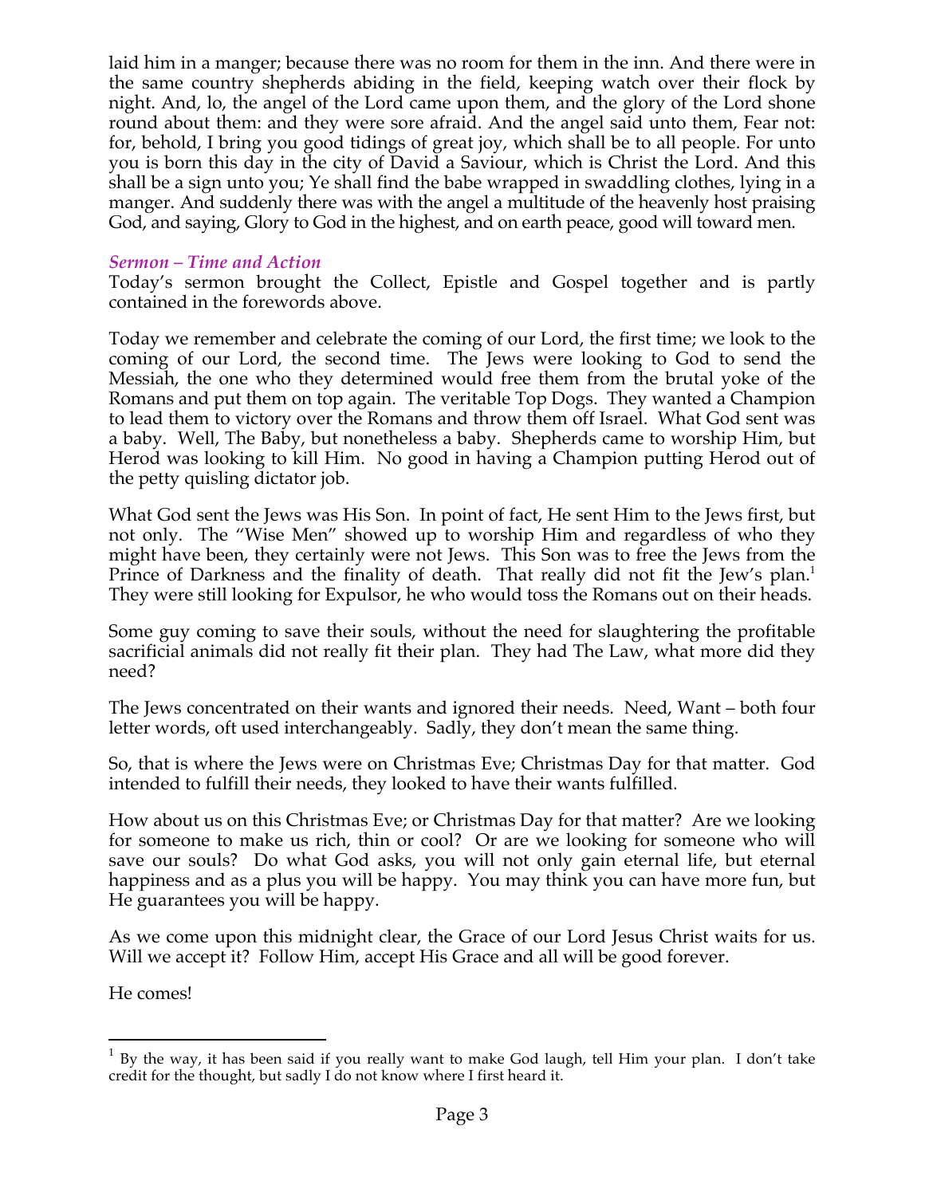laid him in a manger; because there was no room for them in the inn. And there were in the same country shepherds abiding in the field, keeping watch over their flock by night. And, lo, the angel of the Lord came upon them, and the glory of the Lord shone round about them: and they were sore afraid. And the angel said unto them, Fear not: for, behold, I bring you good tidings of great joy, which shall be to all people. For unto you is born this day in the city of David a Saviour, which is Christ the Lord. And this shall be a sign unto you; Ye shall find the babe wrapped in swaddling clothes, lying in a manger. And suddenly there was with the angel a multitude of the heavenly host praising God, and saying, Glory to God in the highest, and on earth peace, good will toward men.

### *Sermon – Time and Action*

Today's sermon brought the Collect, Epistle and Gospel together and is partly contained in the forewords above.

Today we remember and celebrate the coming of our Lord, the first time; we look to the coming of our Lord, the second time. The Jews were looking to God to send the Messiah, the one who they determined would free them from the brutal yoke of the Romans and put them on top again. The veritable Top Dogs. They wanted a Champion to lead them to victory over the Romans and throw them off Israel. What God sent was a baby. Well, The Baby, but nonetheless a baby. Shepherds came to worship Him, but Herod was looking to kill Him. No good in having a Champion putting Herod out of the petty quisling dictator job.

What God sent the Jews was His Son. In point of fact, He sent Him to the Jews first, but not only. The "Wise Men" showed up to worship Him and regardless of who they might have been, they certainly were not Jews. This Son was to free the Jews from the Prince of Darkness and the finality of death. That really did not fit the Jew's plan.[1] They were still looking for Expulsor, he who would toss the Romans out on their heads.

Some guy coming to save their souls, without the need for slaughtering the profitable sacrificial animals did not really fit their plan. They had The Law, what more did they need?

The Jews concentrated on their wants and ignored their needs. Need, Want – both four letter words, oft used interchangeably. Sadly, they don't mean the same thing.

So, that is where the Jews were on Christmas Eve; Christmas Day for that matter. God intended to fulfill their needs, they looked to have their wants fulfilled.

How about us on this Christmas Eve; or Christmas Day for that matter? Are we looking for someone to make us rich, thin or cool? Or are we looking for someone who will save our souls? Do what God asks, you will not only gain eternal life, but eternal happiness and as a plus you will be happy. You may think you can have more fun, but He guarantees you will be happy.

As we come upon this midnight clear, the Grace of our Lord Jesus Christ waits for us. Will we accept it? Follow Him, accept His Grace and all will be good forever.

He comes!

---

[1] By the way, it has been said if you really want to make God laugh, tell Him your plan. I don't take credit for the thought, but sadly I do not know where I first heard it.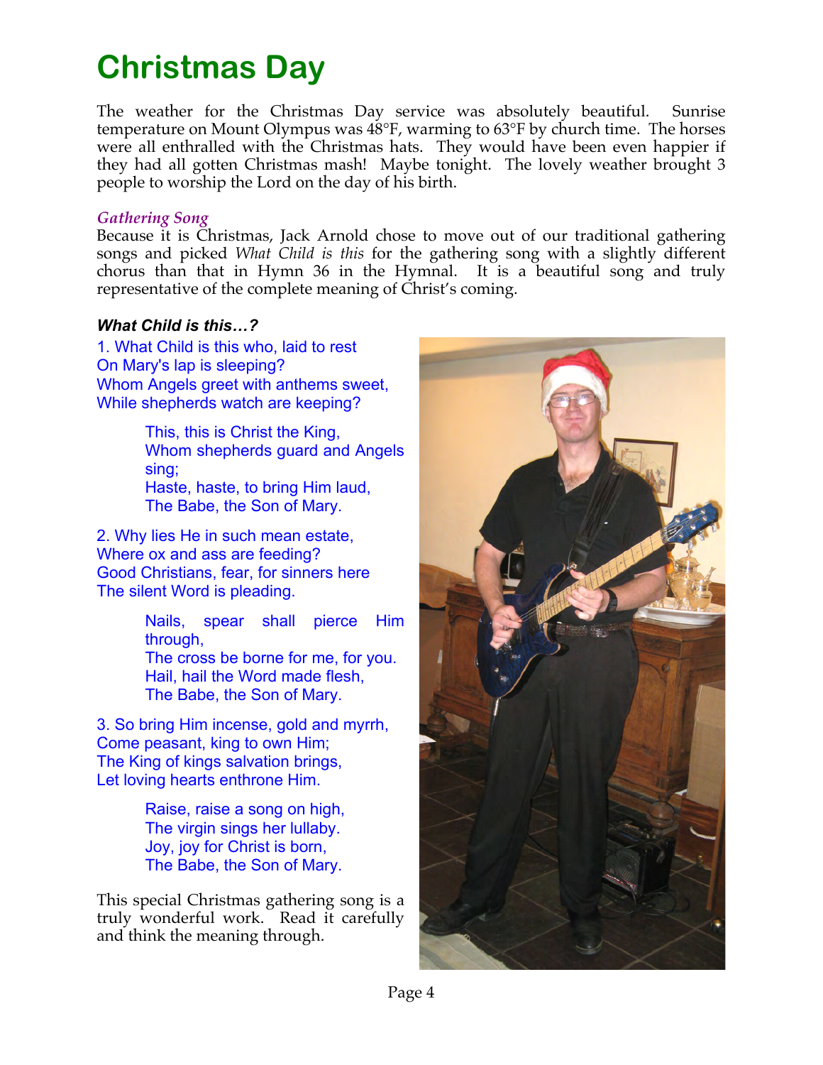# Christmas Day

The weather for the Christmas Day service was absolutely beautiful. Sunrise temperature on Mount Olympus was 48°F, warming to 63°F by church time. The horses were all enthralled with the Christmas hats. They would have been even happier if they had all gotten Christmas mash! Maybe tonight. The lovely weather brought 3 people to worship the Lord on the day of his birth.

### *Gathering Song*

Because it is Christmas, Jack Arnold chose to move out of our traditional gathering songs and picked *What Child is this* for the gathering song with a slightly different chorus than that in Hymn 36 in the Hymnal. It is a beautiful song and truly representative of the complete meaning of Christ's coming.

***What Child is this…?***

1. What Child is this who, laid to rest
On Mary's lap is sleeping?
Whom Angels greet with anthems sweet,
While shepherds watch are keeping?

> This, this is Christ the King,
> Whom shepherds guard and Angels sing;
> Haste, haste, to bring Him laud,
> The Babe, the Son of Mary.

2. Why lies He in such mean estate,
Where ox and ass are feeding?
Good Christians, fear, for sinners here
The silent Word is pleading.

> Nails, spear shall pierce Him through,
> The cross be borne for me, for you.
> Hail, hail the Word made flesh,
> The Babe, the Son of Mary.

3. So bring Him incense, gold and myrrh,
Come peasant, king to own Him;
The King of kings salvation brings,
Let loving hearts enthrone Him.

> Raise, raise a song on high,
> The virgin sings her lullaby.
> Joy, joy for Christ is born,
> The Babe, the Son of Mary.

This special Christmas gathering song is a truly wonderful work. Read it carefully and think the meaning through.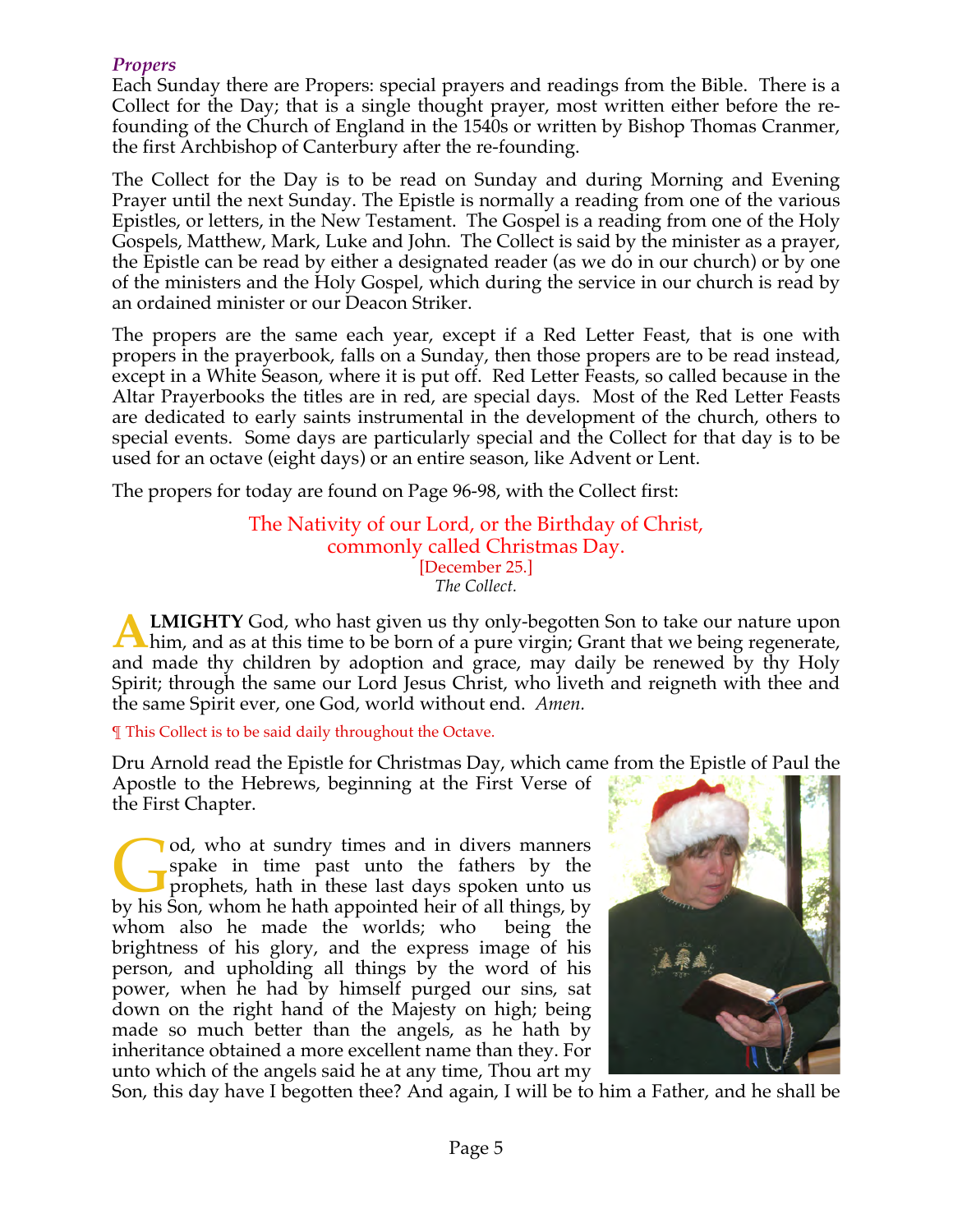### *Propers*

Each Sunday there are Propers: special prayers and readings from the Bible. There is a Collect for the Day; that is a single thought prayer, most written either before the re-founding of the Church of England in the 1540s or written by Bishop Thomas Cranmer, the first Archbishop of Canterbury after the re-founding.

The Collect for the Day is to be read on Sunday and during Morning and Evening Prayer until the next Sunday. The Epistle is normally a reading from one of the various Epistles, or letters, in the New Testament. The Gospel is a reading from one of the Holy Gospels, Matthew, Mark, Luke and John. The Collect is said by the minister as a prayer, the Epistle can be read by either a designated reader (as we do in our church) or by one of the ministers and the Holy Gospel, which during the service in our church is read by an ordained minister or our Deacon Striker.

The propers are the same each year, except if a Red Letter Feast, that is one with propers in the prayerbook, falls on a Sunday, then those propers are to be read instead, except in a White Season, where it is put off. Red Letter Feasts, so called because in the Altar Prayerbooks the titles are in red, are special days. Most of the Red Letter Feasts are dedicated to early saints instrumental in the development of the church, others to special events. Some days are particularly special and the Collect for that day is to be used for an octave (eight days) or an entire season, like Advent or Lent.

The propers for today are found on Page 96-98, with the Collect first:

The Nativity of our Lord, or the Birthday of Christ,
commonly called Christmas Day.
[December 25.]
*The Collect.*

**ALMIGHTY** God, who hast given us thy only-begotten Son to take our nature upon him, and as at this time to be born of a pure virgin; Grant that we being regenerate, and made thy children by adoption and grace, may daily be renewed by thy Holy Spirit; through the same our Lord Jesus Christ, who liveth and reigneth with thee and the same Spirit ever, one God, world without end. *Amen.*

¶ This Collect is to be said daily throughout the Octave.

Dru Arnold read the Epistle for Christmas Day, which came from the Epistle of Paul the Apostle to the Hebrews, beginning at the First Verse of the First Chapter.

God, who at sundry times and in divers manners spake in time past unto the fathers by the prophets, hath in these last days spoken unto us by his Son, whom he hath appointed heir of all things, by whom also he made the worlds; who being the brightness of his glory, and the express image of his person, and upholding all things by the word of his power, when he had by himself purged our sins, sat down on the right hand of the Majesty on high; being made so much better than the angels, as he hath by inheritance obtained a more excellent name than they. For unto which of the angels said he at any time, Thou art my Son, this day have I begotten thee? And again, I will be to him a Father, and he shall be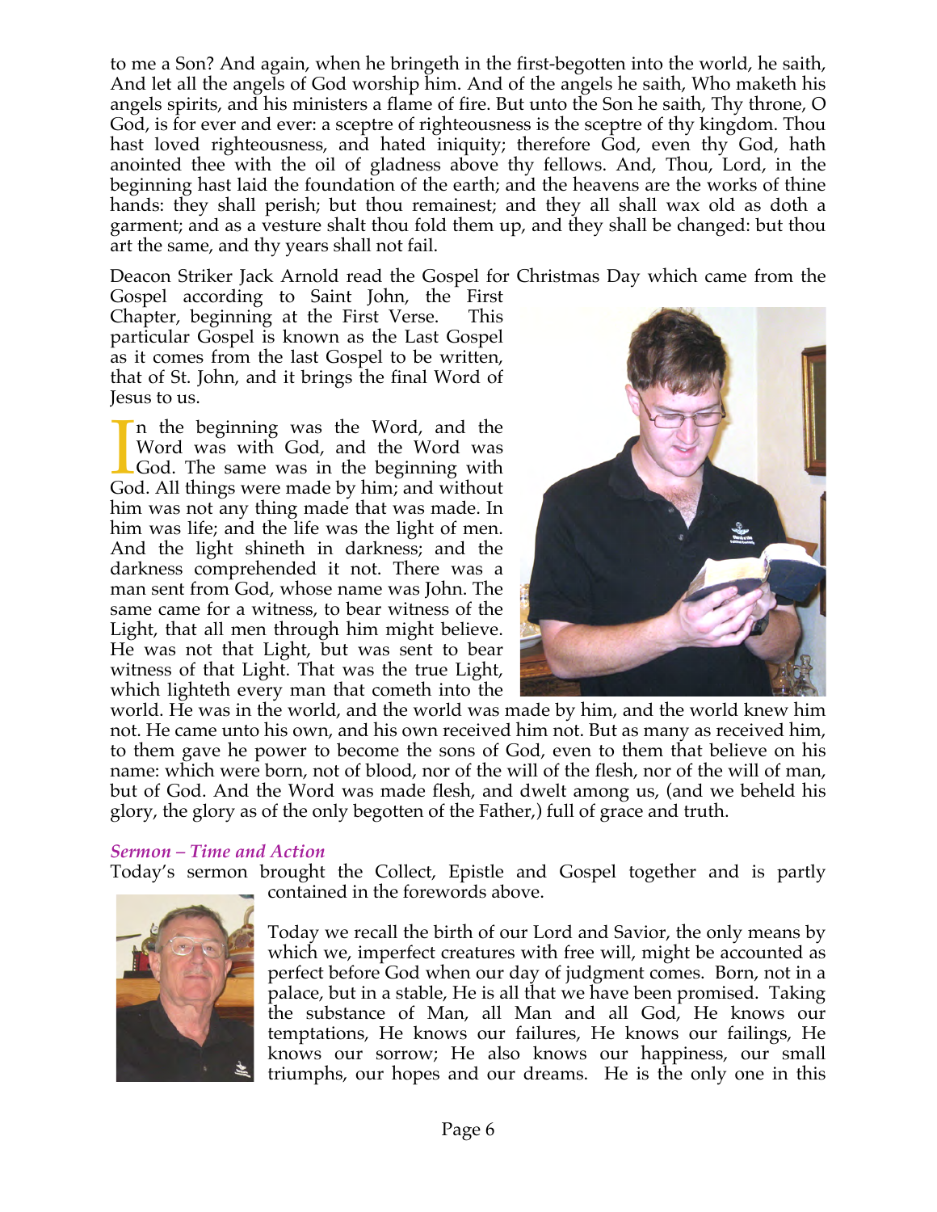to me a Son? And again, when he bringeth in the first-begotten into the world, he saith, And let all the angels of God worship him. And of the angels he saith, Who maketh his angels spirits, and his ministers a flame of fire. But unto the Son he saith, Thy throne, O God, is for ever and ever: a sceptre of righteousness is the sceptre of thy kingdom. Thou hast loved righteousness, and hated iniquity; therefore God, even thy God, hath anointed thee with the oil of gladness above thy fellows. And, Thou, Lord, in the beginning hast laid the foundation of the earth; and the heavens are the works of thine hands: they shall perish; but thou remainest; and they all shall wax old as doth a garment; and as a vesture shalt thou fold them up, and they shall be changed: but thou art the same, and thy years shall not fail.

Deacon Striker Jack Arnold read the Gospel for Christmas Day which came from the Gospel according to Saint John, the First Chapter, beginning at the First Verse. This particular Gospel is known as the Last Gospel as it comes from the last Gospel to be written, that of St. John, and it brings the final Word of Jesus to us.

In the beginning was the Word, and the Word was with God, and the Word was God. The same was in the beginning with God. All things were made by him; and without him was not any thing made that was made. In him was life; and the life was the light of men. And the light shineth in darkness; and the darkness comprehended it not. There was a man sent from God, whose name was John. The same came for a witness, to bear witness of the Light, that all men through him might believe. He was not that Light, but was sent to bear witness of that Light. That was the true Light, which lighteth every man that cometh into the world. He was in the world, and the world was made by him, and the world knew him not. He came unto his own, and his own received him not. But as many as received him, to them gave he power to become the sons of God, even to them that believe on his name: which were born, not of blood, nor of the will of the flesh, nor of the will of man, but of God. And the Word was made flesh, and dwelt among us, (and we beheld his glory, the glory as of the only begotten of the Father,) full of grace and truth.

### *Sermon – Time and Action*

Today's sermon brought the Collect, Epistle and Gospel together and is partly contained in the forewords above.

Today we recall the birth of our Lord and Savior, the only means by which we, imperfect creatures with free will, might be accounted as perfect before God when our day of judgment comes. Born, not in a palace, but in a stable, He is all that we have been promised. Taking the substance of Man, all Man and all God, He knows our temptations, He knows our failures, He knows our failings, He knows our sorrow; He also knows our happiness, our small triumphs, our hopes and our dreams. He is the only one in this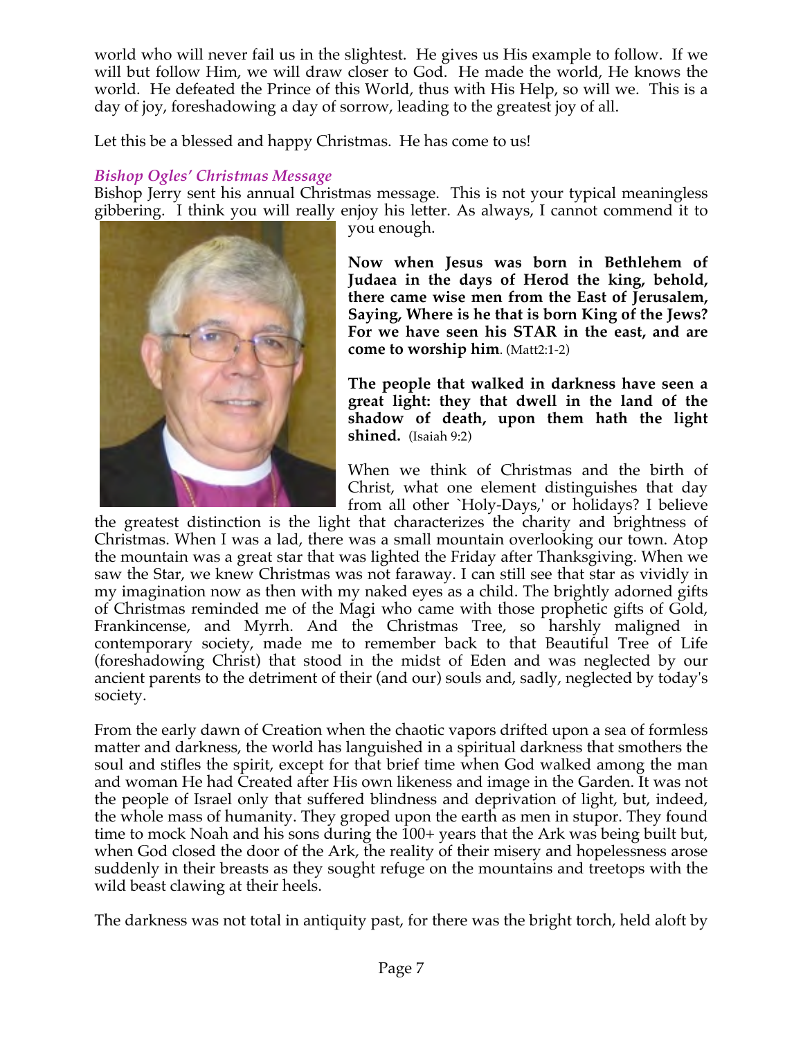world who will never fail us in the slightest. He gives us His example to follow. If we will but follow Him, we will draw closer to God. He made the world, He knows the world. He defeated the Prince of this World, thus with His Help, so will we. This is a day of joy, foreshadowing a day of sorrow, leading to the greatest joy of all.

Let this be a blessed and happy Christmas. He has come to us!

### *Bishop Ogles' Christmas Message*

Bishop Jerry sent his annual Christmas message. This is not your typical meaningless gibbering. I think you will really enjoy his letter. As always, I cannot commend it to you enough.

**Now when Jesus was born in Bethlehem of Judaea in the days of Herod the king, behold, there came wise men from the East of Jerusalem, Saying, Where is he that is born King of the Jews? For we have seen his STAR in the east, and are come to worship him**. (Matt2:1-2)

**The people that walked in darkness have seen a great light: they that dwell in the land of the shadow of death, upon them hath the light shined.** (Isaiah 9:2)

When we think of Christmas and the birth of Christ, what one element distinguishes that day from all other `Holy-Days,' or holidays? I believe the greatest distinction is the light that characterizes the charity and brightness of Christmas. When I was a lad, there was a small mountain overlooking our town. Atop the mountain was a great star that was lighted the Friday after Thanksgiving. When we saw the Star, we knew Christmas was not faraway. I can still see that star as vividly in my imagination now as then with my naked eyes as a child. The brightly adorned gifts of Christmas reminded me of the Magi who came with those prophetic gifts of Gold, Frankincense, and Myrrh. And the Christmas Tree, so harshly maligned in contemporary society, made me to remember back to that Beautiful Tree of Life (foreshadowing Christ) that stood in the midst of Eden and was neglected by our ancient parents to the detriment of their (and our) souls and, sadly, neglected by today's society.

From the early dawn of Creation when the chaotic vapors drifted upon a sea of formless matter and darkness, the world has languished in a spiritual darkness that smothers the soul and stifles the spirit, except for that brief time when God walked among the man and woman He had Created after His own likeness and image in the Garden. It was not the people of Israel only that suffered blindness and deprivation of light, but, indeed, the whole mass of humanity. They groped upon the earth as men in stupor. They found time to mock Noah and his sons during the 100+ years that the Ark was being built but, when God closed the door of the Ark, the reality of their misery and hopelessness arose suddenly in their breasts as they sought refuge on the mountains and treetops with the wild beast clawing at their heels.

The darkness was not total in antiquity past, for there was the bright torch, held aloft by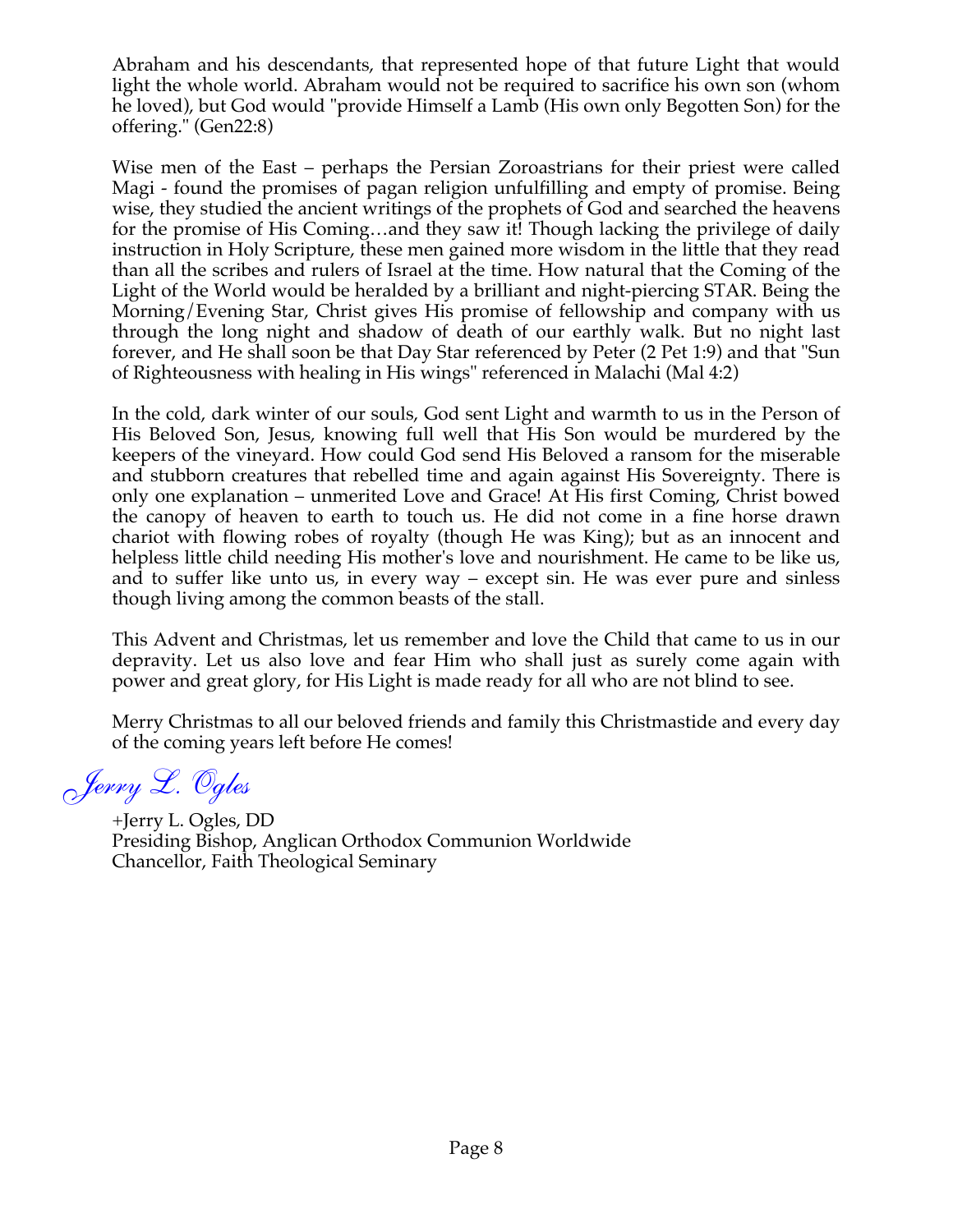Abraham and his descendants, that represented hope of that future Light that would light the whole world. Abraham would not be required to sacrifice his own son (whom he loved), but God would "provide Himself a Lamb (His own only Begotten Son) for the offering." (Gen22:8)

Wise men of the East – perhaps the Persian Zoroastrians for their priest were called Magi - found the promises of pagan religion unfulfilling and empty of promise. Being wise, they studied the ancient writings of the prophets of God and searched the heavens for the promise of His Coming…and they saw it! Though lacking the privilege of daily instruction in Holy Scripture, these men gained more wisdom in the little that they read than all the scribes and rulers of Israel at the time. How natural that the Coming of the Light of the World would be heralded by a brilliant and night-piercing STAR. Being the Morning/Evening Star, Christ gives His promise of fellowship and company with us through the long night and shadow of death of our earthly walk. But no night last forever, and He shall soon be that Day Star referenced by Peter (2 Pet 1:9) and that "Sun of Righteousness with healing in His wings" referenced in Malachi (Mal 4:2)

In the cold, dark winter of our souls, God sent Light and warmth to us in the Person of His Beloved Son, Jesus, knowing full well that His Son would be murdered by the keepers of the vineyard. How could God send His Beloved a ransom for the miserable and stubborn creatures that rebelled time and again against His Sovereignty. There is only one explanation – unmerited Love and Grace! At His first Coming, Christ bowed the canopy of heaven to earth to touch us. He did not come in a fine horse drawn chariot with flowing robes of royalty (though He was King); but as an innocent and helpless little child needing His mother's love and nourishment. He came to be like us, and to suffer like unto us, in every way – except sin. He was ever pure and sinless though living among the common beasts of the stall.

This Advent and Christmas, let us remember and love the Child that came to us in our depravity. Let us also love and fear Him who shall just as surely come again with power and great glory, for His Light is made ready for all who are not blind to see.

Merry Christmas to all our beloved friends and family this Christmastide and every day of the coming years left before He comes!

*Jerry L. Ogles*

+Jerry L. Ogles, DD  
Presiding Bishop, Anglican Orthodox Communion Worldwide  
Chancellor, Faith Theological Seminary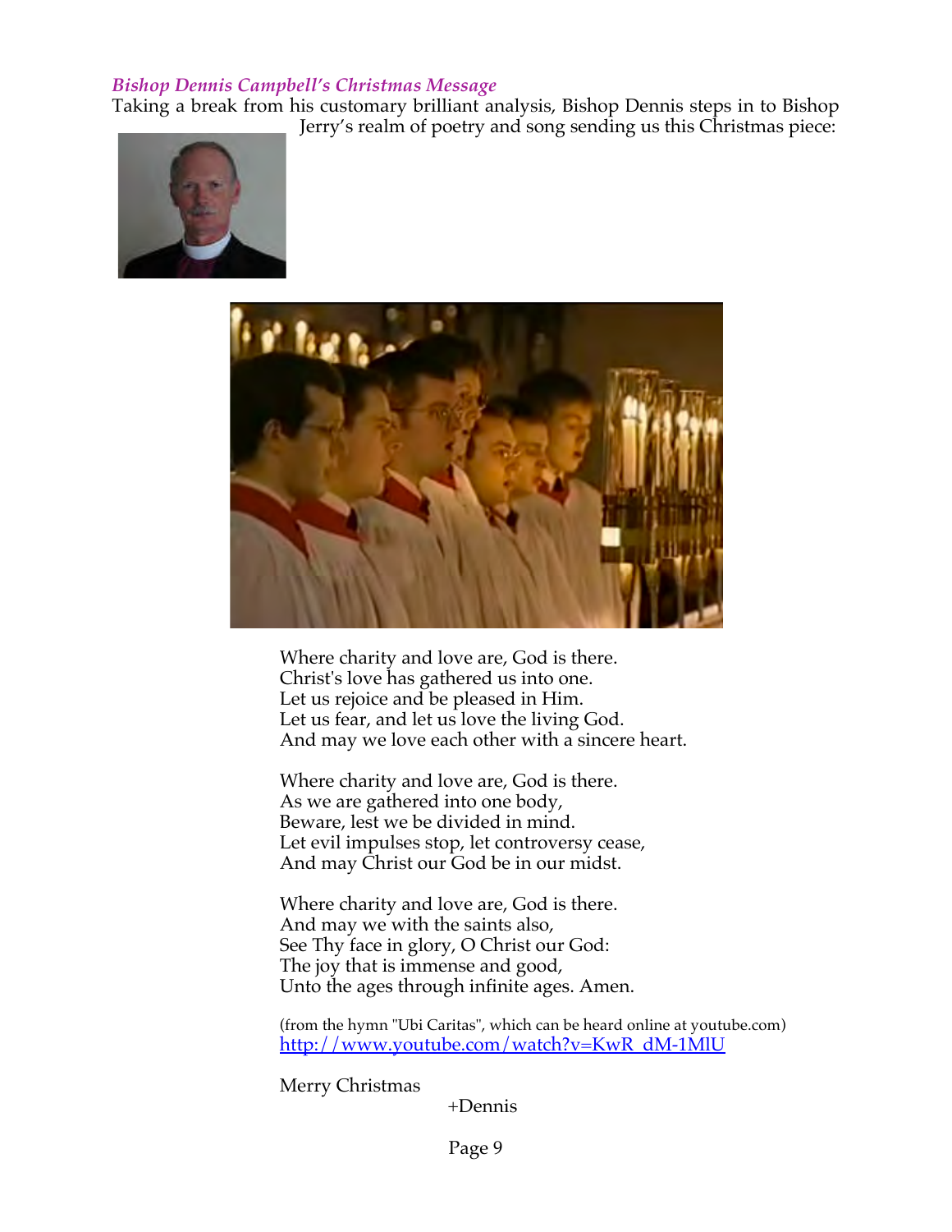### *Bishop Dennis Campbell's Christmas Message*

Taking a break from his customary brilliant analysis, Bishop Dennis steps in to Bishop Jerry's realm of poetry and song sending us this Christmas piece:

Where charity and love are, God is there.
Christ's love has gathered us into one.
Let us rejoice and be pleased in Him.
Let us fear, and let us love the living God.
And may we love each other with a sincere heart.

Where charity and love are, God is there.
As we are gathered into one body,
Beware, lest we be divided in mind.
Let evil impulses stop, let controversy cease,
And may Christ our God be in our midst.

Where charity and love are, God is there.
And may we with the saints also,
See Thy face in glory, O Christ our God:
The joy that is immense and good,
Unto the ages through infinite ages. Amen.

(from the hymn "Ubi Caritas", which can be heard online at youtube.com)
http://www.youtube.com/watch?v=KwR_dM-1MlU

Merry Christmas

+Dennis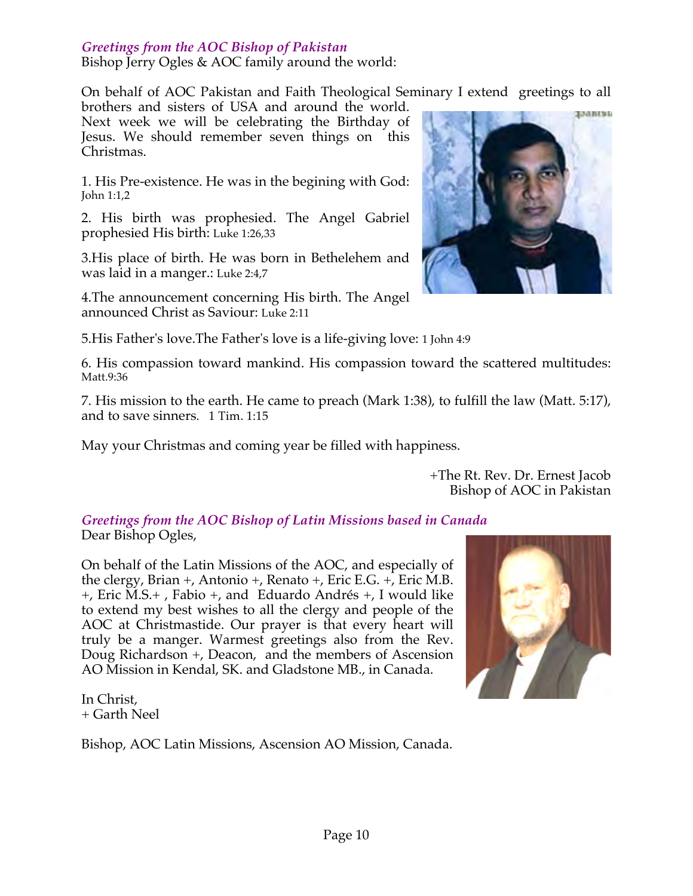*Greetings from the AOC Bishop of Pakistan*

Bishop Jerry Ogles & AOC family around the world:

On behalf of AOC Pakistan and Faith Theological Seminary I extend greetings to all brothers and sisters of USA and around the world. Next week we will be celebrating the Birthday of Jesus. We should remember seven things on this Christmas.

1. His Pre-existence. He was in the begining with God: John 1:1,2

2. His birth was prophesied. The Angel Gabriel prophesied His birth: Luke 1:26,33

3.His place of birth. He was born in Bethelehem and was laid in a manger.: Luke 2:4,7

4.The announcement concerning His birth. The Angel announced Christ as Saviour: Luke 2:11

5.His Father's love.The Father's love is a life-giving love: 1 John 4:9

6. His compassion toward mankind. His compassion toward the scattered multitudes: Matt.9:36

7. His mission to the earth. He came to preach (Mark 1:38), to fulfill the law (Matt. 5:17), and to save sinners. 1 Tim. 1:15

May your Christmas and coming year be filled with happiness.

+The Rt. Rev. Dr. Ernest Jacob
Bishop of AOC in Pakistan

*Greetings from the AOC Bishop of Latin Missions based in Canada*

Dear Bishop Ogles,

On behalf of the Latin Missions of the AOC, and especially of the clergy, Brian +, Antonio +, Renato +, Eric E.G. +, Eric M.B. +, Eric M.S.+ , Fabio +, and Eduardo Andrés +, I would like to extend my best wishes to all the clergy and people of the AOC at Christmastide. Our prayer is that every heart will truly be a manger. Warmest greetings also from the Rev. Doug Richardson +, Deacon, and the members of Ascension AO Mission in Kendal, SK. and Gladstone MB., in Canada.

In Christ,
+ Garth Neel

Bishop, AOC Latin Missions, Ascension AO Mission, Canada.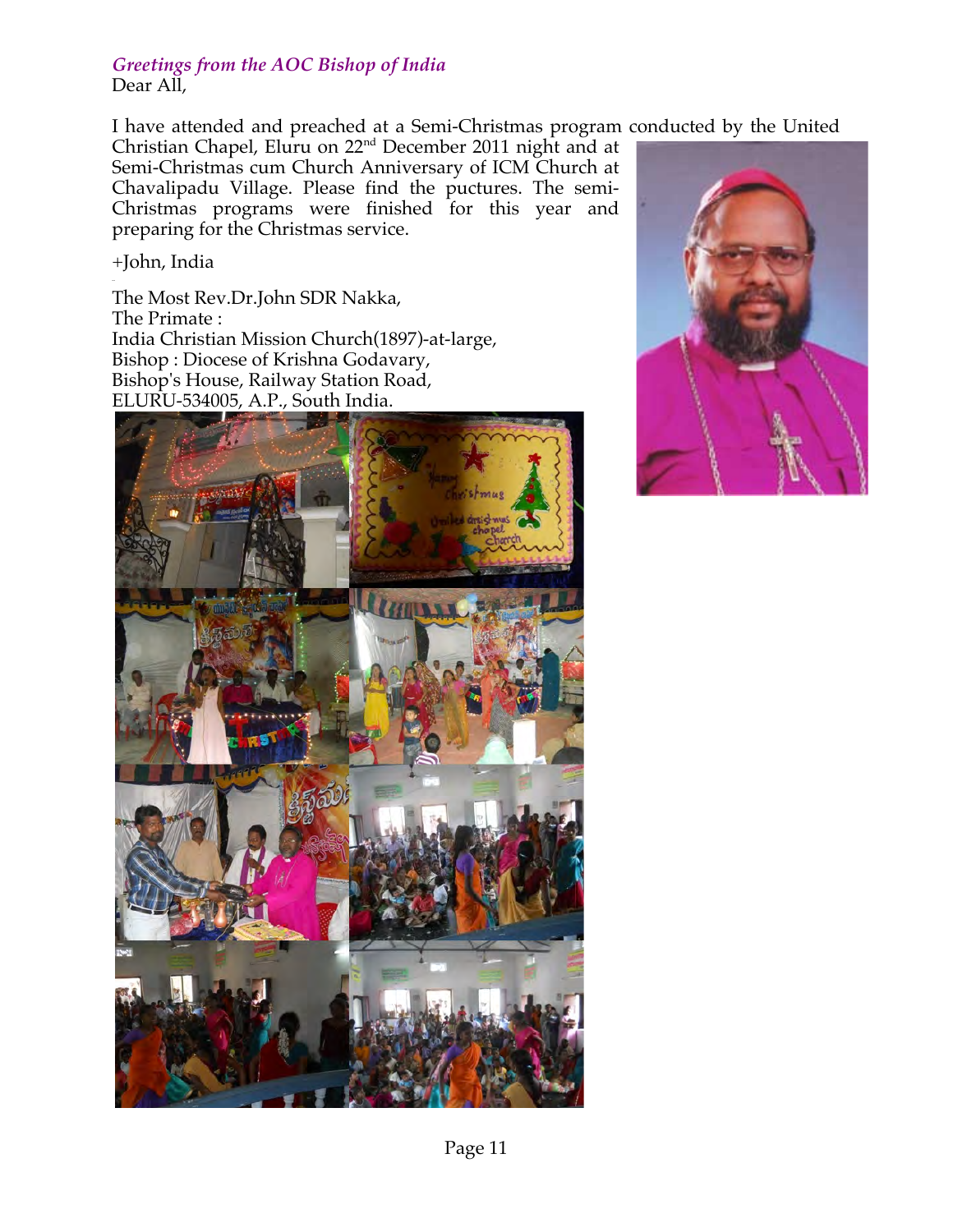*Greetings from the AOC Bishop of India*

Dear All,

I have attended and preached at a Semi-Christmas program conducted by the United Christian Chapel, Eluru on 22nd December 2011 night and at Semi-Christmas cum Church Anniversary of ICM Church at Chavalipadu Village. Please find the puctures. The semi-Christmas programs were finished for this year and preparing for the Christmas service.

+John, India

The Most Rev.Dr.John SDR Nakka,
The Primate :
India Christian Mission Church(1897)-at-large,
Bishop : Diocese of Krishna Godavary,
Bishop's House, Railway Station Road,
ELURU-534005, A.P., South India.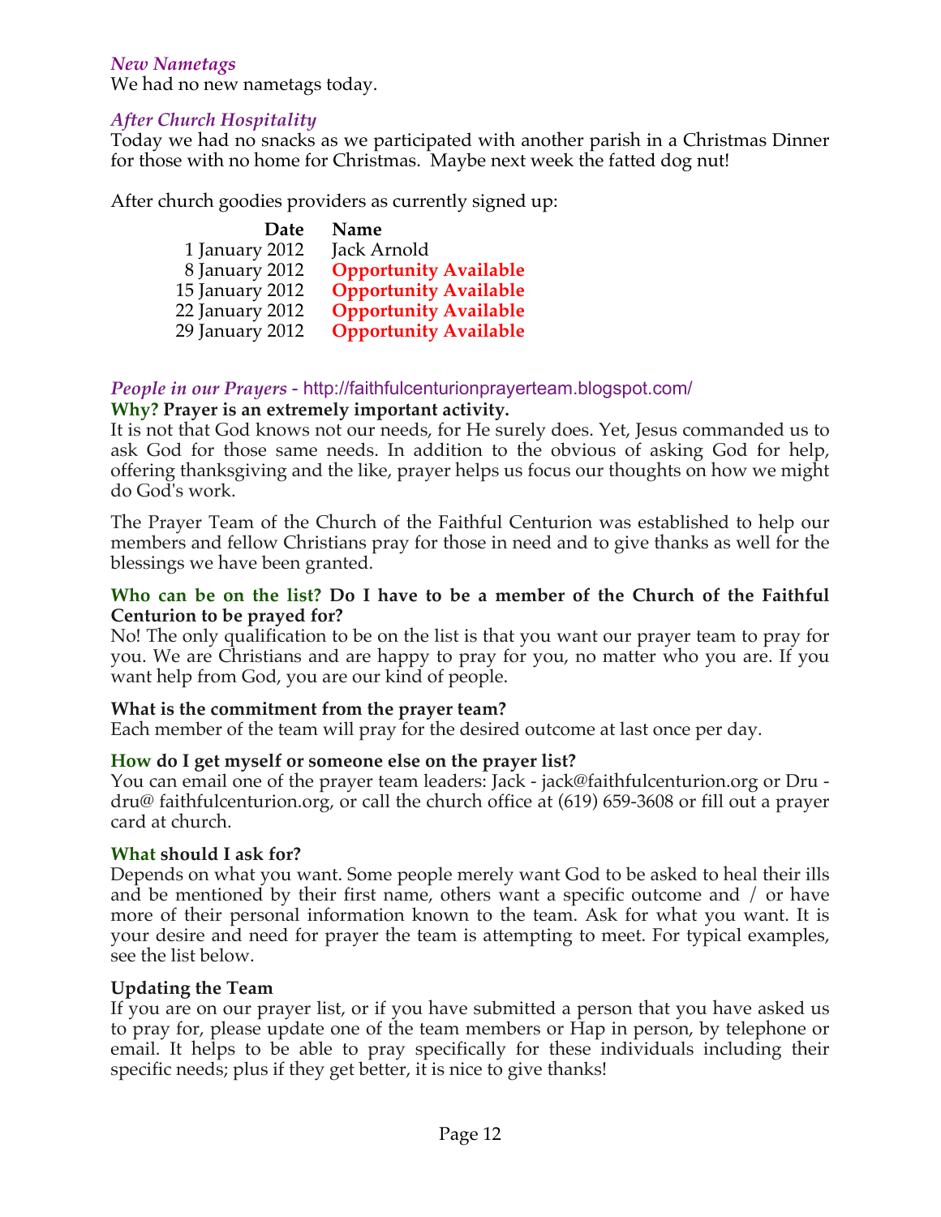### *New Nametags*

We had no new nametags today.

### *After Church Hospitality*

Today we had no snacks as we participated with another parish in a Christmas Dinner for those with no home for Christmas. Maybe next week the fatted dog nut!

After church goodies providers as currently signed up:

| Date | Name |
|---|---|
| 1 January 2012 | Jack Arnold |
| 8 January 2012 | **Opportunity Available** |
| 15 January 2012 | **Opportunity Available** |
| 22 January 2012 | **Opportunity Available** |
| 29 January 2012 | **Opportunity Available** |

### *People in our Prayers* - http://faithfulcenturionprayerteam.blogspot.com/

**Why? Prayer is an extremely important activity.**

It is not that God knows not our needs, for He surely does. Yet, Jesus commanded us to ask God for those same needs. In addition to the obvious of asking God for help, offering thanksgiving and the like, prayer helps us focus our thoughts on how we might do God's work.

The Prayer Team of the Church of the Faithful Centurion was established to help our members and fellow Christians pray for those in need and to give thanks as well for the blessings we have been granted.

**Who can be on the list? Do I have to be a member of the Church of the Faithful Centurion to be prayed for?**

No! The only qualification to be on the list is that you want our prayer team to pray for you. We are Christians and are happy to pray for you, no matter who you are. If you want help from God, you are our kind of people.

**What is the commitment from the prayer team?**

Each member of the team will pray for the desired outcome at last once per day.

**How do I get myself or someone else on the prayer list?**

You can email one of the prayer team leaders: Jack - jack@faithfulcenturion.org or Dru - dru@ faithfulcenturion.org, or call the church office at (619) 659-3608 or fill out a prayer card at church.

**What should I ask for?**

Depends on what you want. Some people merely want God to be asked to heal their ills and be mentioned by their first name, others want a specific outcome and / or have more of their personal information known to the team. Ask for what you want. It is your desire and need for prayer the team is attempting to meet. For typical examples, see the list below.

**Updating the Team**

If you are on our prayer list, or if you have submitted a person that you have asked us to pray for, please update one of the team members or Hap in person, by telephone or email. It helps to be able to pray specifically for these individuals including their specific needs; plus if they get better, it is nice to give thanks!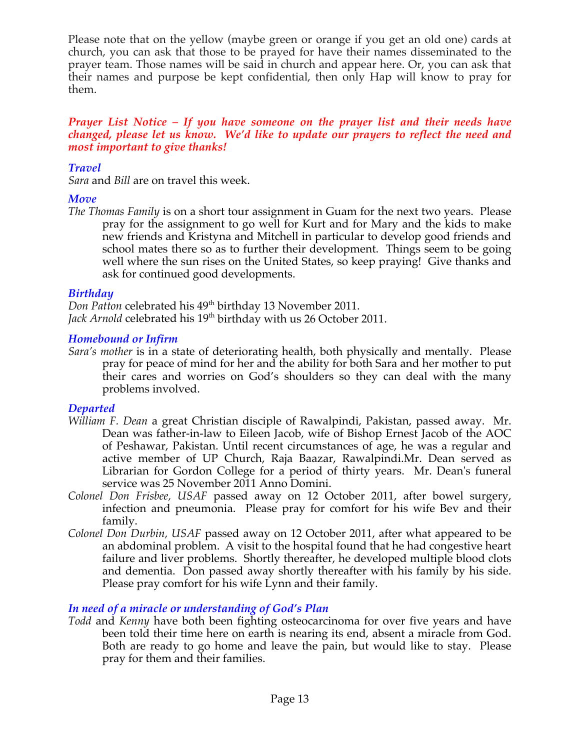Please note that on the yellow (maybe green or orange if you get an old one) cards at church, you can ask that those to be prayed for have their names disseminated to the prayer team. Those names will be said in church and appear here. Or, you can ask that their names and purpose be kept confidential, then only Hap will know to pray for them.

***Prayer List Notice – If you have someone on the prayer list and their needs have changed, please let us know. We'd like to update our prayers to reflect the need and most important to give thanks!***

### *Travel*

*Sara* and *Bill* are on travel this week.

### *Move*

*The Thomas Family* is on a short tour assignment in Guam for the next two years. Please pray for the assignment to go well for Kurt and for Mary and the kids to make new friends and Kristyna and Mitchell in particular to develop good friends and school mates there so as to further their development. Things seem to be going well where the sun rises on the United States, so keep praying! Give thanks and ask for continued good developments.

### *Birthday*

*Don Patton* celebrated his 49th birthday 13 November 2011.
*Jack Arnold* celebrated his 19th birthday with us 26 October 2011.

### *Homebound or Infirm*

*Sara's mother* is in a state of deteriorating health, both physically and mentally. Please pray for peace of mind for her and the ability for both Sara and her mother to put their cares and worries on God's shoulders so they can deal with the many problems involved.

### *Departed*

*William F. Dean* a great Christian disciple of Rawalpindi, Pakistan, passed away. Mr. Dean was father-in-law to Eileen Jacob, wife of Bishop Ernest Jacob of the AOC of Peshawar, Pakistan. Until recent circumstances of age, he was a regular and active member of UP Church, Raja Baazar, Rawalpindi.Mr. Dean served as Librarian for Gordon College for a period of thirty years. Mr. Dean's funeral service was 25 November 2011 Anno Domini.

*Colonel Don Frisbee, USAF* passed away on 12 October 2011, after bowel surgery, infection and pneumonia. Please pray for comfort for his wife Bev and their family.

*Colonel Don Durbin, USAF* passed away on 12 October 2011, after what appeared to be an abdominal problem. A visit to the hospital found that he had congestive heart failure and liver problems. Shortly thereafter, he developed multiple blood clots and dementia. Don passed away shortly thereafter with his family by his side. Please pray comfort for his wife Lynn and their family.

### *In need of a miracle or understanding of God's Plan*

*Todd* and *Kenny* have both been fighting osteocarcinoma for over five years and have been told their time here on earth is nearing its end, absent a miracle from God. Both are ready to go home and leave the pain, but would like to stay. Please pray for them and their families.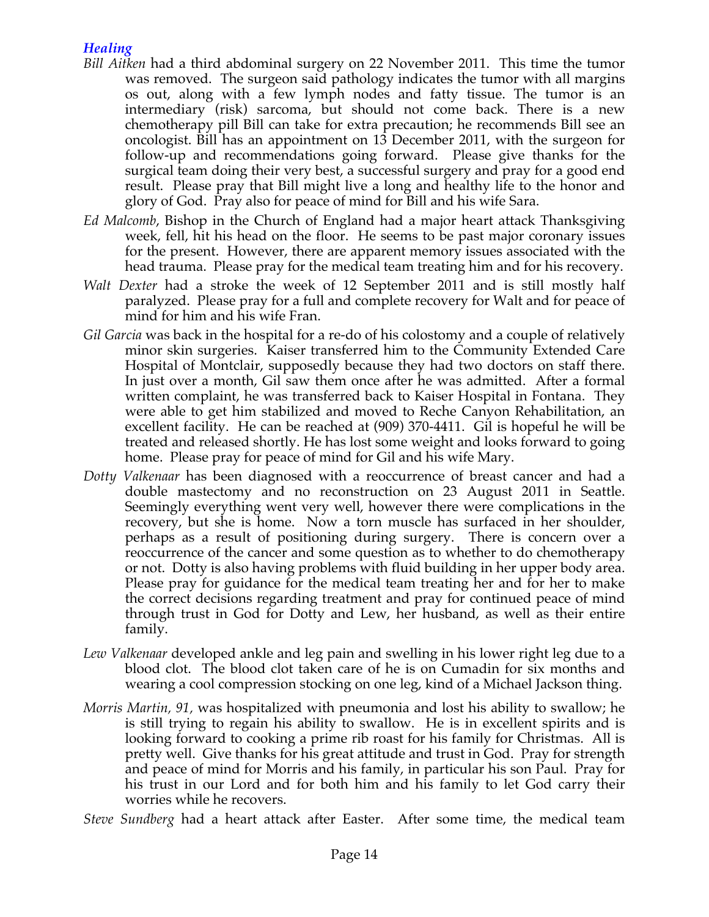### *Healing*

*Bill Aitken* had a third abdominal surgery on 22 November 2011. This time the tumor was removed. The surgeon said pathology indicates the tumor with all margins os out, along with a few lymph nodes and fatty tissue. The tumor is an intermediary (risk) sarcoma, but should not come back. There is a new chemotherapy pill Bill can take for extra precaution; he recommends Bill see an oncologist. Bill has an appointment on 13 December 2011, with the surgeon for follow-up and recommendations going forward. Please give thanks for the surgical team doing their very best, a successful surgery and pray for a good end result. Please pray that Bill might live a long and healthy life to the honor and glory of God. Pray also for peace of mind for Bill and his wife Sara.

*Ed Malcomb*, Bishop in the Church of England had a major heart attack Thanksgiving week, fell, hit his head on the floor. He seems to be past major coronary issues for the present. However, there are apparent memory issues associated with the head trauma. Please pray for the medical team treating him and for his recovery.

*Walt Dexter* had a stroke the week of 12 September 2011 and is still mostly half paralyzed. Please pray for a full and complete recovery for Walt and for peace of mind for him and his wife Fran.

*Gil Garcia* was back in the hospital for a re-do of his colostomy and a couple of relatively minor skin surgeries. Kaiser transferred him to the Community Extended Care Hospital of Montclair, supposedly because they had two doctors on staff there. In just over a month, Gil saw them once after he was admitted. After a formal written complaint, he was transferred back to Kaiser Hospital in Fontana. They were able to get him stabilized and moved to Reche Canyon Rehabilitation, an excellent facility. He can be reached at (909) 370-4411. Gil is hopeful he will be treated and released shortly. He has lost some weight and looks forward to going home. Please pray for peace of mind for Gil and his wife Mary.

*Dotty Valkenaar* has been diagnosed with a reoccurrence of breast cancer and had a double mastectomy and no reconstruction on 23 August 2011 in Seattle. Seemingly everything went very well, however there were complications in the recovery, but she is home. Now a torn muscle has surfaced in her shoulder, perhaps as a result of positioning during surgery. There is concern over a reoccurrence of the cancer and some question as to whether to do chemotherapy or not. Dotty is also having problems with fluid building in her upper body area. Please pray for guidance for the medical team treating her and for her to make the correct decisions regarding treatment and pray for continued peace of mind through trust in God for Dotty and Lew, her husband, as well as their entire family.

*Lew Valkenaar* developed ankle and leg pain and swelling in his lower right leg due to a blood clot. The blood clot taken care of he is on Cumadin for six months and wearing a cool compression stocking on one leg, kind of a Michael Jackson thing.

*Morris Martin, 91*, was hospitalized with pneumonia and lost his ability to swallow; he is still trying to regain his ability to swallow. He is in excellent spirits and is looking forward to cooking a prime rib roast for his family for Christmas. All is pretty well. Give thanks for his great attitude and trust in God. Pray for strength and peace of mind for Morris and his family, in particular his son Paul. Pray for his trust in our Lord and for both him and his family to let God carry their worries while he recovers.

*Steve Sundberg* had a heart attack after Easter. After some time, the medical team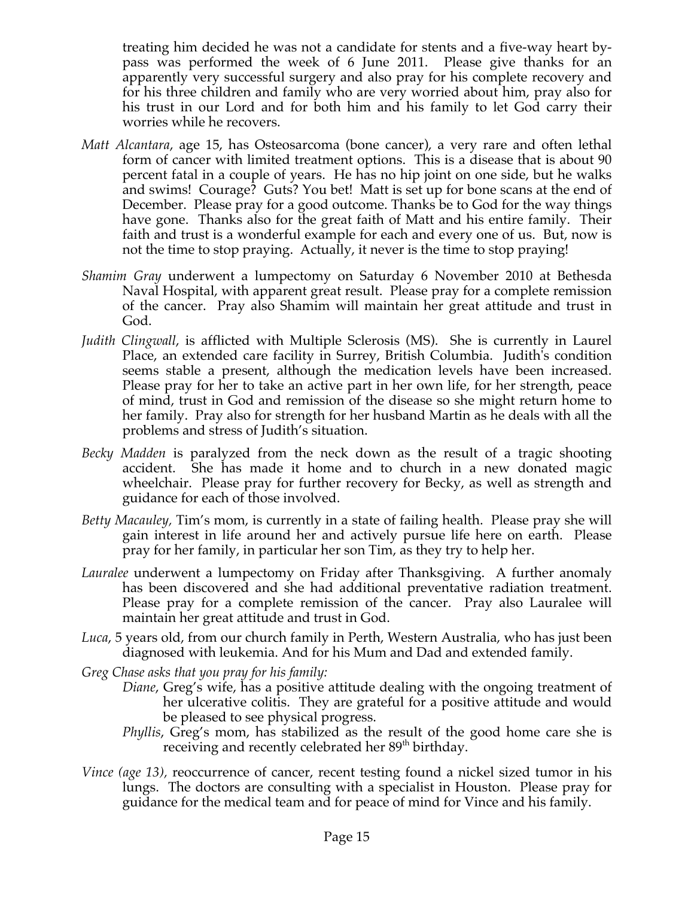treating him decided he was not a candidate for stents and a five-way heart by-pass was performed the week of 6 June 2011. Please give thanks for an apparently very successful surgery and also pray for his complete recovery and for his three children and family who are very worried about him, pray also for his trust in our Lord and for both him and his family to let God carry their worries while he recovers.

*Matt Alcantara*, age 15, has Osteosarcoma (bone cancer), a very rare and often lethal form of cancer with limited treatment options. This is a disease that is about 90 percent fatal in a couple of years. He has no hip joint on one side, but he walks and swims! Courage? Guts? You bet! Matt is set up for bone scans at the end of December. Please pray for a good outcome. Thanks be to God for the way things have gone. Thanks also for the great faith of Matt and his entire family. Their faith and trust is a wonderful example for each and every one of us. But, now is not the time to stop praying. Actually, it never is the time to stop praying!

*Shamim Gray* underwent a lumpectomy on Saturday 6 November 2010 at Bethesda Naval Hospital, with apparent great result. Please pray for a complete remission of the cancer. Pray also Shamim will maintain her great attitude and trust in God.

*Judith Clingwall*, is afflicted with Multiple Sclerosis (MS). She is currently in Laurel Place, an extended care facility in Surrey, British Columbia. Judith's condition seems stable a present, although the medication levels have been increased. Please pray for her to take an active part in her own life, for her strength, peace of mind, trust in God and remission of the disease so she might return home to her family. Pray also for strength for her husband Martin as he deals with all the problems and stress of Judith's situation.

*Becky Madden* is paralyzed from the neck down as the result of a tragic shooting accident. She has made it home and to church in a new donated magic wheelchair. Please pray for further recovery for Becky, as well as strength and guidance for each of those involved.

*Betty Macauley*, Tim's mom, is currently in a state of failing health. Please pray she will gain interest in life around her and actively pursue life here on earth. Please pray for her family, in particular her son Tim, as they try to help her.

*Lauralee* underwent a lumpectomy on Friday after Thanksgiving. A further anomaly has been discovered and she had additional preventative radiation treatment. Please pray for a complete remission of the cancer. Pray also Lauralee will maintain her great attitude and trust in God.

*Luca*, 5 years old, from our church family in Perth, Western Australia, who has just been diagnosed with leukemia. And for his Mum and Dad and extended family.

*Greg Chase asks that you pray for his family:*

- *Diane*, Greg's wife, has a positive attitude dealing with the ongoing treatment of her ulcerative colitis. They are grateful for a positive attitude and would be pleased to see physical progress.
- *Phyllis*, Greg's mom, has stabilized as the result of the good home care she is receiving and recently celebrated her 89th birthday.

*Vince (age 13),* reoccurrence of cancer, recent testing found a nickel sized tumor in his lungs. The doctors are consulting with a specialist in Houston. Please pray for guidance for the medical team and for peace of mind for Vince and his family.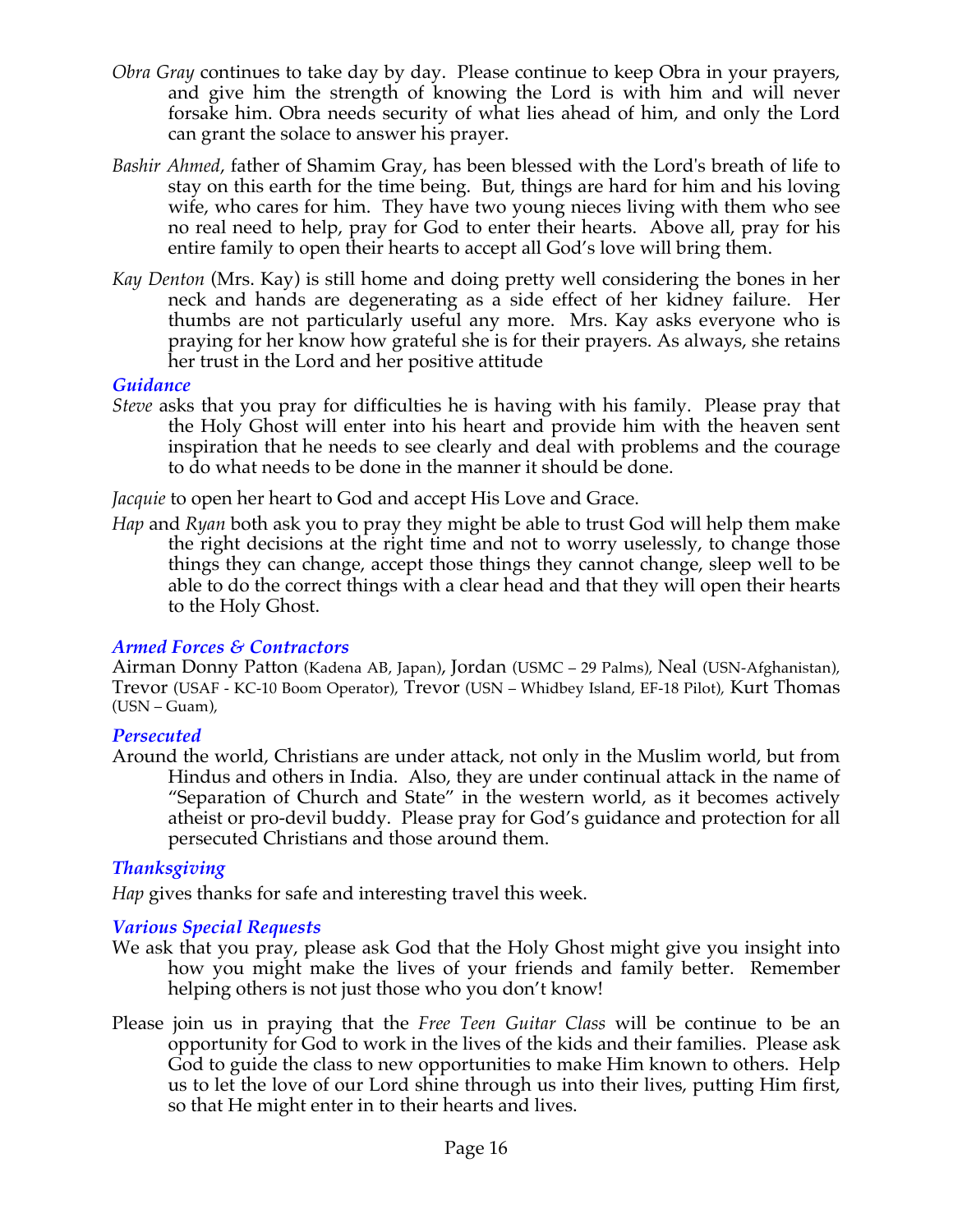*Obra Gray* continues to take day by day. Please continue to keep Obra in your prayers, and give him the strength of knowing the Lord is with him and will never forsake him. Obra needs security of what lies ahead of him, and only the Lord can grant the solace to answer his prayer.

*Bashir Ahmed*, father of Shamim Gray, has been blessed with the Lord's breath of life to stay on this earth for the time being. But, things are hard for him and his loving wife, who cares for him. They have two young nieces living with them who see no real need to help, pray for God to enter their hearts. Above all, pray for his entire family to open their hearts to accept all God's love will bring them.

*Kay Denton* (Mrs. Kay) is still home and doing pretty well considering the bones in her neck and hands are degenerating as a side effect of her kidney failure. Her thumbs are not particularly useful any more. Mrs. Kay asks everyone who is praying for her know how grateful she is for their prayers. As always, she retains her trust in the Lord and her positive attitude

### *Guidance*

*Steve* asks that you pray for difficulties he is having with his family. Please pray that the Holy Ghost will enter into his heart and provide him with the heaven sent inspiration that he needs to see clearly and deal with problems and the courage to do what needs to be done in the manner it should be done.

*Jacquie* to open her heart to God and accept His Love and Grace.

*Hap* and *Ryan* both ask you to pray they might be able to trust God will help them make the right decisions at the right time and not to worry uselessly, to change those things they can change, accept those things they cannot change, sleep well to be able to do the correct things with a clear head and that they will open their hearts to the Holy Ghost.

### *Armed Forces & Contractors*

Airman Donny Patton (Kadena AB, Japan), Jordan (USMC – 29 Palms), Neal (USN-Afghanistan), Trevor (USAF - KC-10 Boom Operator), Trevor (USN – Whidbey Island, EF-18 Pilot), Kurt Thomas (USN – Guam),

### *Persecuted*

Around the world, Christians are under attack, not only in the Muslim world, but from Hindus and others in India. Also, they are under continual attack in the name of "Separation of Church and State" in the western world, as it becomes actively atheist or pro-devil buddy. Please pray for God's guidance and protection for all persecuted Christians and those around them.

### *Thanksgiving*

*Hap* gives thanks for safe and interesting travel this week.

### *Various Special Requests*

We ask that you pray, please ask God that the Holy Ghost might give you insight into how you might make the lives of your friends and family better. Remember helping others is not just those who you don't know!

Please join us in praying that the *Free Teen Guitar Class* will be continue to be an opportunity for God to work in the lives of the kids and their families. Please ask God to guide the class to new opportunities to make Him known to others. Help us to let the love of our Lord shine through us into their lives, putting Him first, so that He might enter in to their hearts and lives.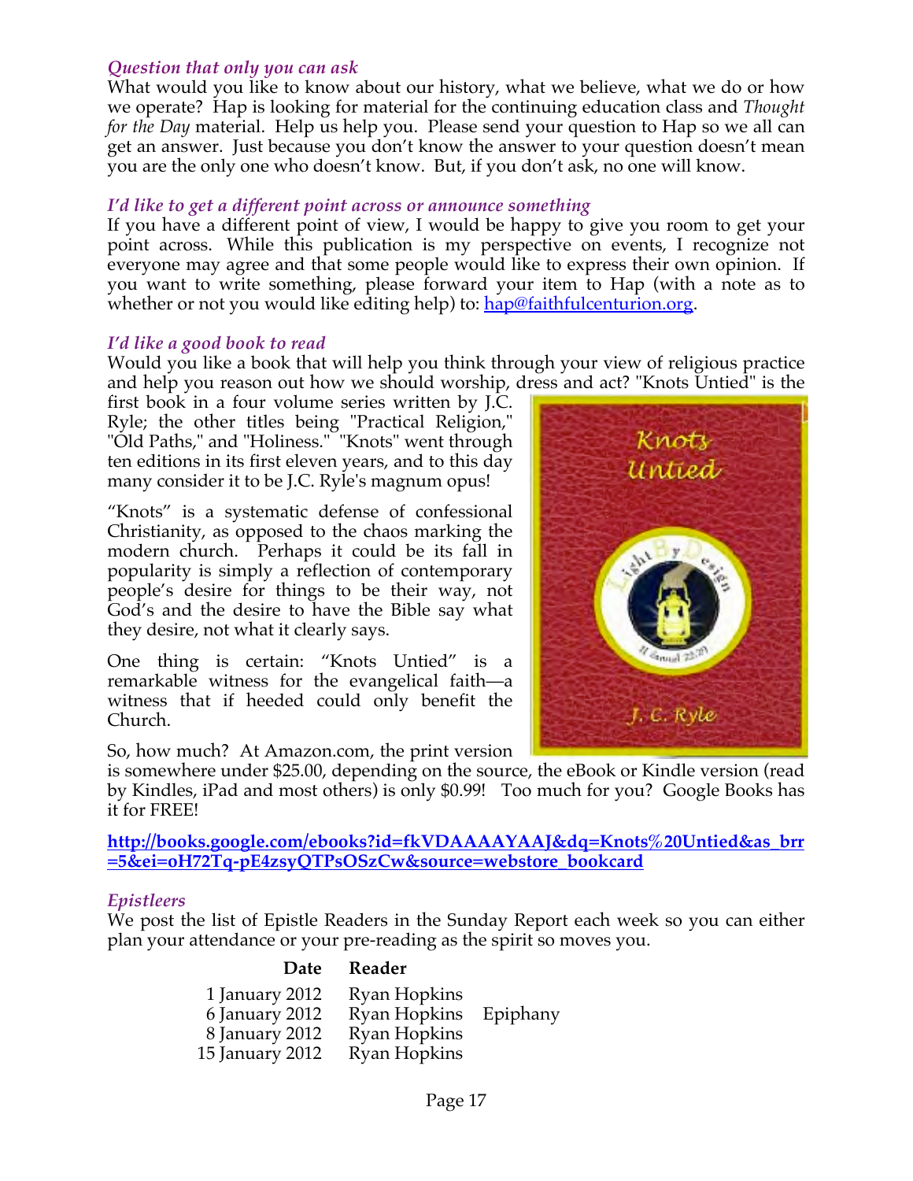*Question that only you can ask*

What would you like to know about our history, what we believe, what we do or how we operate? Hap is looking for material for the continuing education class and *Thought for the Day* material. Help us help you. Please send your question to Hap so we all can get an answer. Just because you don't know the answer to your question doesn't mean you are the only one who doesn't know. But, if you don't ask, no one will know.

*I'd like to get a different point across or announce something*

If you have a different point of view, I would be happy to give you room to get your point across. While this publication is my perspective on events, I recognize not everyone may agree and that some people would like to express their own opinion. If you want to write something, please forward your item to Hap (with a note as to whether or not you would like editing help) to: hap@faithfulcenturion.org.

*I'd like a good book to read*

Would you like a book that will help you think through your view of religious practice and help you reason out how we should worship, dress and act? "Knots Untied" is the first book in a four volume series written by J.C. Ryle; the other titles being "Practical Religion," "Old Paths," and "Holiness." "Knots" went through ten editions in its first eleven years, and to this day many consider it to be J.C. Ryle's magnum opus!

"Knots" is a systematic defense of confessional Christianity, as opposed to the chaos marking the modern church. Perhaps it could be its fall in popularity is simply a reflection of contemporary people's desire for things to be their way, not God's and the desire to have the Bible say what they desire, not what it clearly says.

One thing is certain: "Knots Untied" is a remarkable witness for the evangelical faith—a witness that if heeded could only benefit the Church.

So, how much? At Amazon.com, the print version is somewhere under $25.00, depending on the source, the eBook or Kindle version (read by Kindles, iPad and most others) is only $0.99! Too much for you? Google Books has it for FREE!

**http://books.google.com/ebooks?id=fkVDAAAAYAAJ&dq=Knots%20Untied&as_brr=5&ei=oH72Tq-pE4zsyQTPsOSzCw&source=webstore_bookcard**

*Epistleers*

We post the list of Epistle Readers in the Sunday Report each week so you can either plan your attendance or your pre-reading as the spirit so moves you.

| Date | Reader | |
|---|---|---|
| 1 January 2012 | Ryan Hopkins | |
| 6 January 2012 | Ryan Hopkins | Epiphany |
| 8 January 2012 | Ryan Hopkins | |
| 15 January 2012 | Ryan Hopkins | |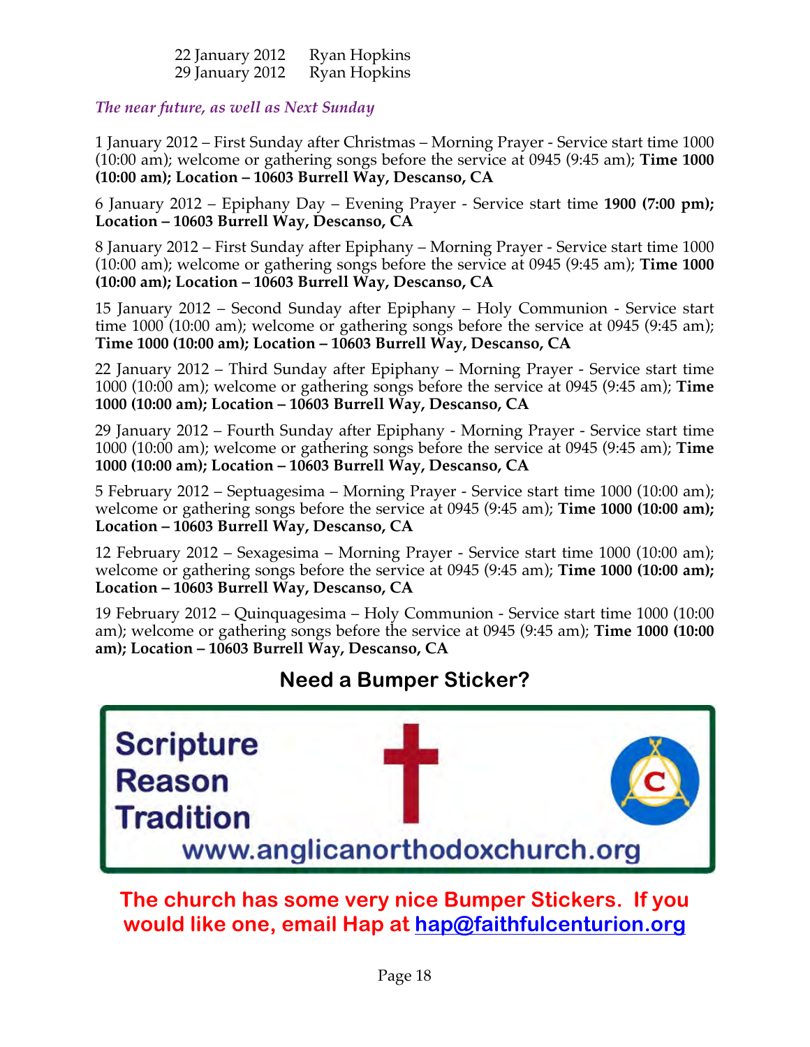22 January 2012 Ryan Hopkins
29 January 2012 Ryan Hopkins

*The near future, as well as Next Sunday*

1 January 2012 – First Sunday after Christmas – Morning Prayer - Service start time 1000 (10:00 am); welcome or gathering songs before the service at 0945 (9:45 am); **Time 1000 (10:00 am); Location – 10603 Burrell Way, Descanso, CA**

6 January 2012 – Epiphany Day – Evening Prayer - Service start time **1900 (7:00 pm); Location – 10603 Burrell Way, Descanso, CA**

8 January 2012 – First Sunday after Epiphany – Morning Prayer - Service start time 1000 (10:00 am); welcome or gathering songs before the service at 0945 (9:45 am); **Time 1000 (10:00 am); Location – 10603 Burrell Way, Descanso, CA**

15 January 2012 – Second Sunday after Epiphany – Holy Communion - Service start time 1000 (10:00 am); welcome or gathering songs before the service at 0945 (9:45 am); **Time 1000 (10:00 am); Location – 10603 Burrell Way, Descanso, CA**

22 January 2012 – Third Sunday after Epiphany – Morning Prayer - Service start time 1000 (10:00 am); welcome or gathering songs before the service at 0945 (9:45 am); **Time 1000 (10:00 am); Location – 10603 Burrell Way, Descanso, CA**

29 January 2012 – Fourth Sunday after Epiphany - Morning Prayer - Service start time 1000 (10:00 am); welcome or gathering songs before the service at 0945 (9:45 am); **Time 1000 (10:00 am); Location – 10603 Burrell Way, Descanso, CA**

5 February 2012 – Septuagesima – Morning Prayer - Service start time 1000 (10:00 am); welcome or gathering songs before the service at 0945 (9:45 am); **Time 1000 (10:00 am); Location – 10603 Burrell Way, Descanso, CA**

12 February 2012 – Sexagesima – Morning Prayer - Service start time 1000 (10:00 am); welcome or gathering songs before the service at 0945 (9:45 am); **Time 1000 (10:00 am); Location – 10603 Burrell Way, Descanso, CA**

19 February 2012 – Quinquagesima – Holy Communion - Service start time 1000 (10:00 am); welcome or gathering songs before the service at 0945 (9:45 am); **Time 1000 (10:00 am); Location – 10603 Burrell Way, Descanso, CA**

## Need a Bumper Sticker?

Scripture
Reason
Tradition

www.anglicanorthodoxchurch.org

**The church has some very nice Bumper Stickers. If you would like one, email Hap at hap@faithfulcenturion.org**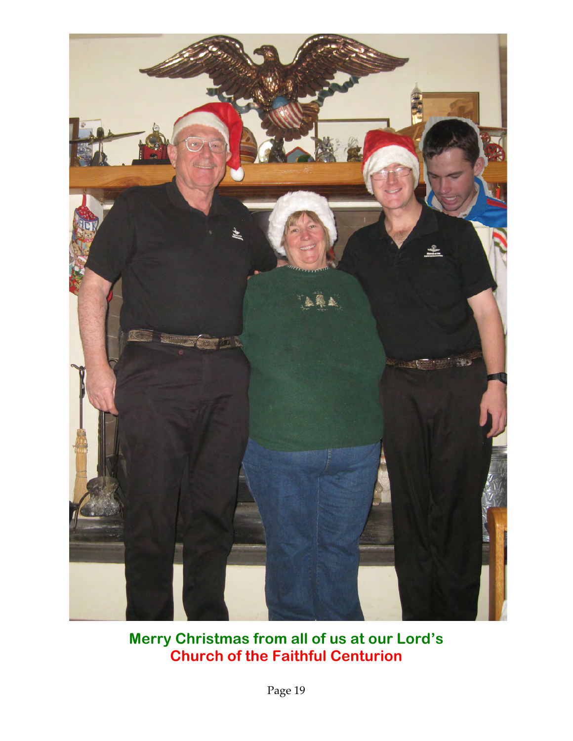**Merry Christmas from all of us at our Lord's**
**Church of the Faithful Centurion**